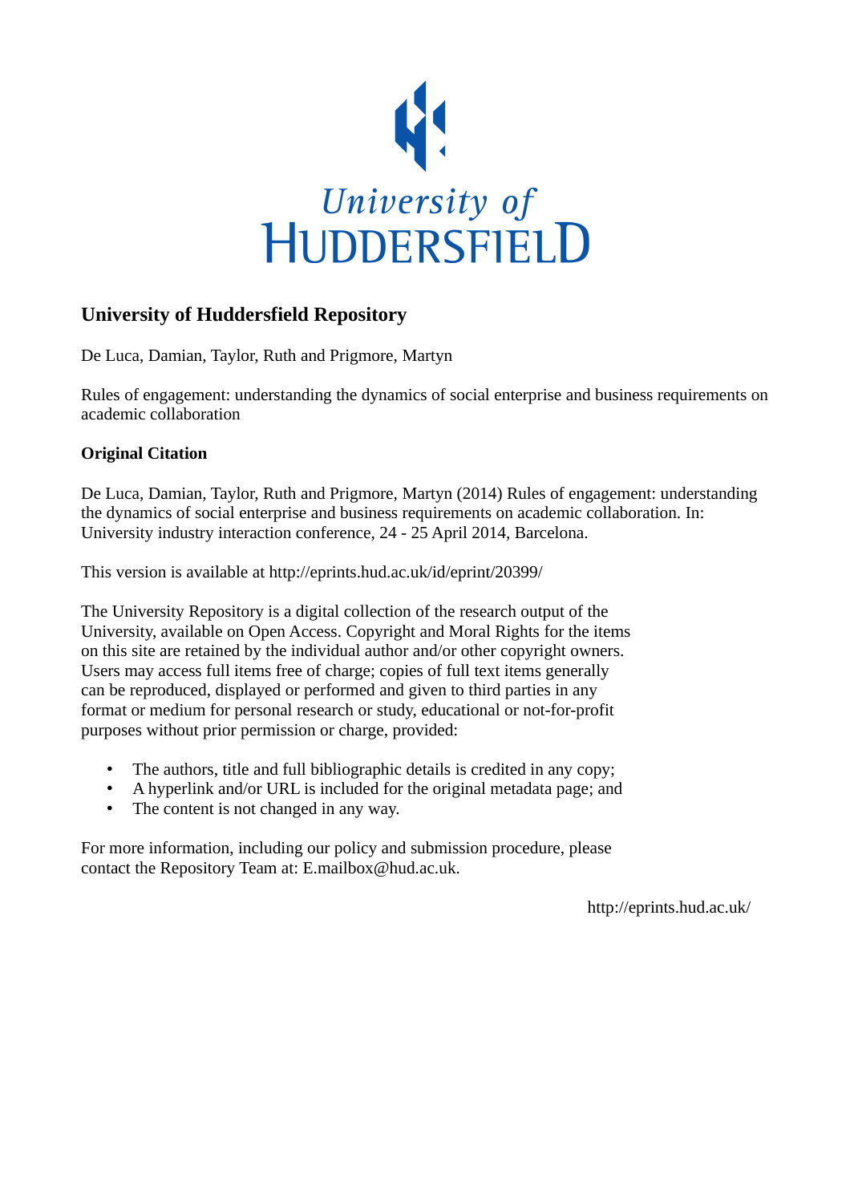University of HUDDERSFIELD

## University of Huddersfield Repository

De Luca, Damian, Taylor, Ruth and Prigmore, Martyn

Rules of engagement: understanding the dynamics of social enterprise and business requirements on academic collaboration

### Original Citation

De Luca, Damian, Taylor, Ruth and Prigmore, Martyn (2014) Rules of engagement: understanding the dynamics of social enterprise and business requirements on academic collaboration. In: University industry interaction conference, 24 - 25 April 2014, Barcelona.

This version is available at http://eprints.hud.ac.uk/id/eprint/20399/

The University Repository is a digital collection of the research output of the University, available on Open Access. Copyright and Moral Rights for the items on this site are retained by the individual author and/or other copyright owners. Users may access full items free of charge; copies of full text items generally can be reproduced, displayed or performed and given to third parties in any format or medium for personal research or study, educational or not-for-profit purposes without prior permission or charge, provided:

- The authors, title and full bibliographic details is credited in any copy;
- A hyperlink and/or URL is included for the original metadata page; and
- The content is not changed in any way.

For more information, including our policy and submission procedure, please contact the Repository Team at: E.mailbox@hud.ac.uk.

http://eprints.hud.ac.uk/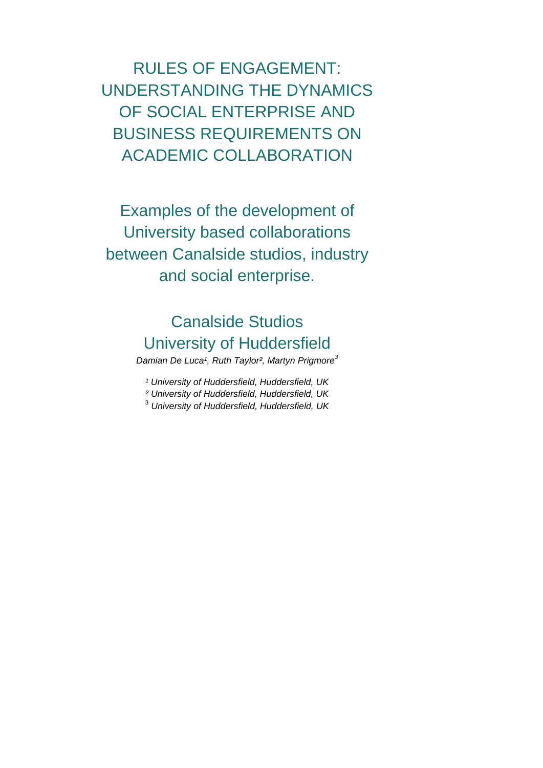# RULES OF ENGAGEMENT: UNDERSTANDING THE DYNAMICS OF SOCIAL ENTERPRISE AND BUSINESS REQUIREMENTS ON ACADEMIC COLLABORATION

## Examples of the development of University based collaborations between Canalside studios, industry and social enterprise.

## Canalside Studios
## University of Huddersfield

*Damian De Luca[1], Ruth Taylor[2], Martyn Prigmore[3]*

*[1] University of Huddersfield, Huddersfield, UK*
*[2] University of Huddersfield, Huddersfield, UK*
*[3] University of Huddersfield, Huddersfield, UK*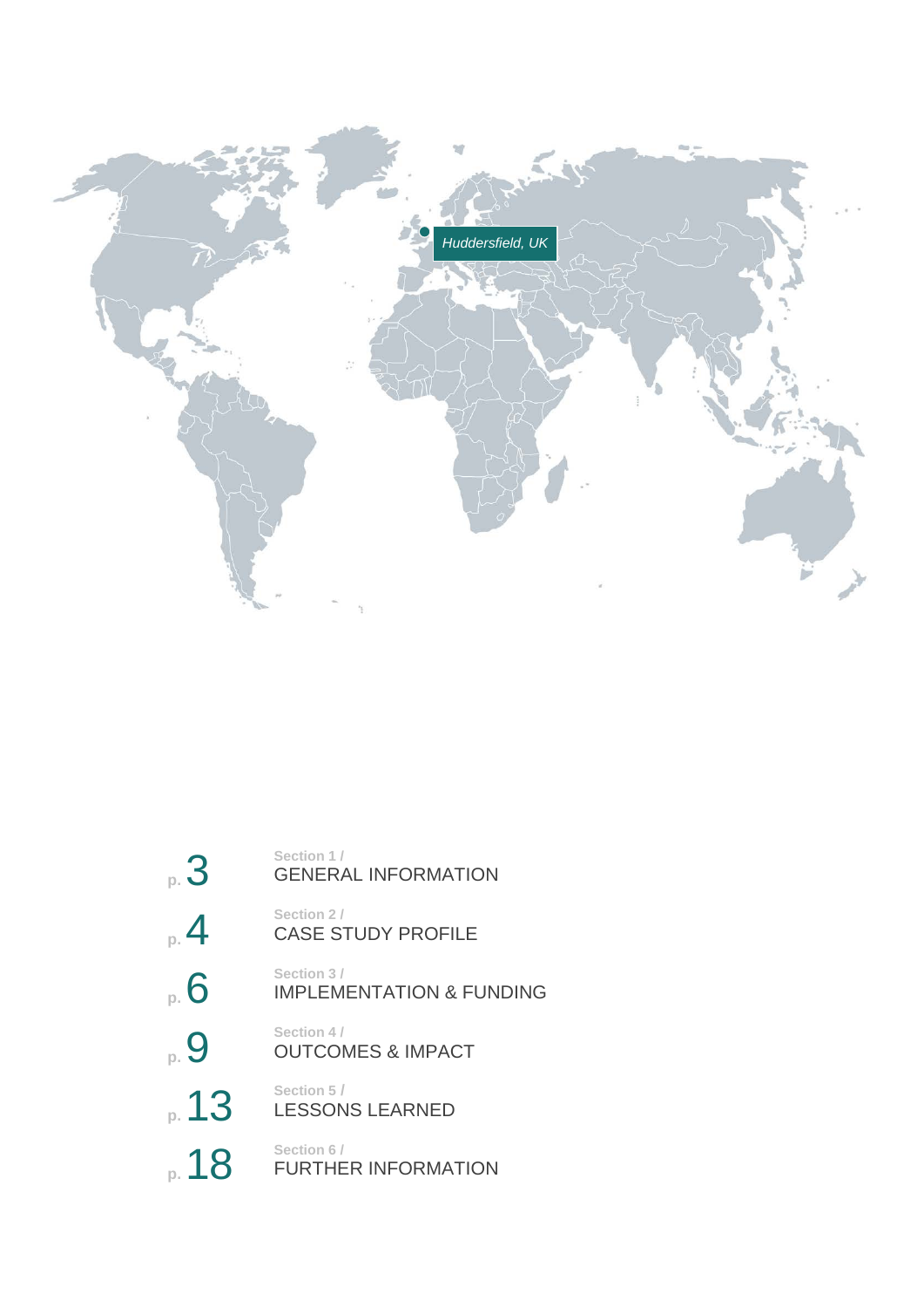Huddersfield, UK

p. 3 Section 1 / GENERAL INFORMATION

p. 4 Section 2 / CASE STUDY PROFILE

p. 6 Section 3 / IMPLEMENTATION & FUNDING

p. 9 Section 4 / OUTCOMES & IMPACT

p. 13 Section 5 / LESSONS LEARNED

p. 18 Section 6 / FURTHER INFORMATION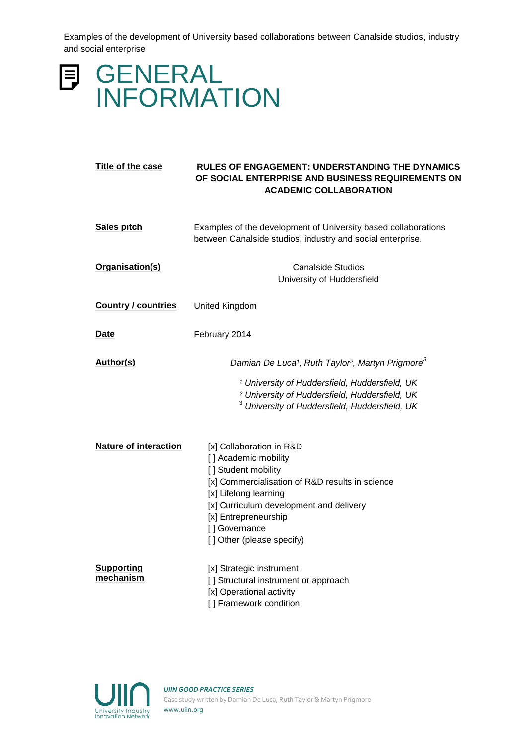# GENERAL INFORMATION

| | |
|---|---|
| **Title of the case** | **RULES OF ENGAGEMENT: UNDERSTANDING THE DYNAMICS OF SOCIAL ENTERPRISE AND BUSINESS REQUIREMENTS ON ACADEMIC COLLABORATION** |
| **Sales pitch** | Examples of the development of University based collaborations between Canalside studios, industry and social enterprise. |
| **Organisation(s)** | Canalside Studios<br>University of Huddersfield |
| **Country / countries** | United Kingdom |
| **Date** | February 2014 |
| **Author(s)** | *Damian De Luca[1], Ruth Taylor[2], Martyn Prigmore[3]*<br>*[1] University of Huddersfield, Huddersfield, UK*<br>*[2] University of Huddersfield, Huddersfield, UK*<br>*[3] University of Huddersfield, Huddersfield, UK* |
| **Nature of interaction** | [x] Collaboration in R&D<br>[ ] Academic mobility<br>[ ] Student mobility<br>[x] Commercialisation of R&D results in science<br>[x] Lifelong learning<br>[x] Curriculum development and delivery<br>[x] Entrepreneurship<br>[ ] Governance<br>[ ] Other (please specify) |
| **Supporting mechanism** | [x] Strategic instrument<br>[ ] Structural instrument or approach<br>[x] Operational activity<br>[ ] Framework condition |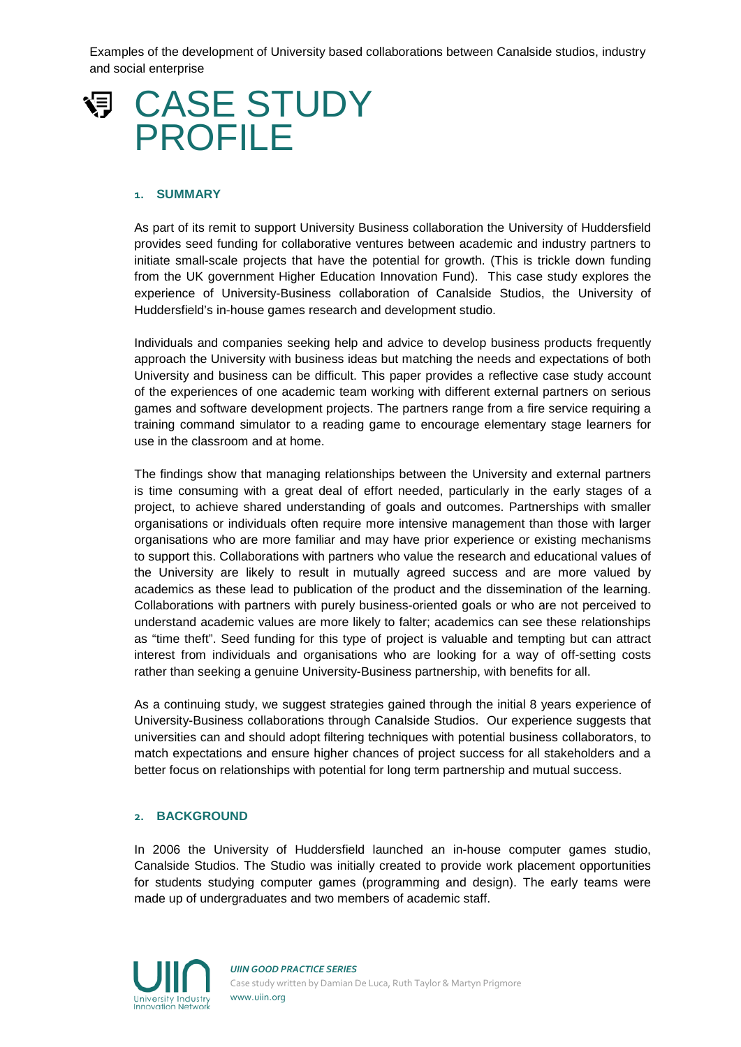Examples of the development of University based collaborations between Canalside studios, industry and social enterprise

# CASE STUDY PROFILE

## 1. SUMMARY

As part of its remit to support University Business collaboration the University of Huddersfield provides seed funding for collaborative ventures between academic and industry partners to initiate small-scale projects that have the potential for growth. (This is trickle down funding from the UK government Higher Education Innovation Fund). This case study explores the experience of University-Business collaboration of Canalside Studios, the University of Huddersfield's in-house games research and development studio.

Individuals and companies seeking help and advice to develop business products frequently approach the University with business ideas but matching the needs and expectations of both University and business can be difficult. This paper provides a reflective case study account of the experiences of one academic team working with different external partners on serious games and software development projects. The partners range from a fire service requiring a training command simulator to a reading game to encourage elementary stage learners for use in the classroom and at home.

The findings show that managing relationships between the University and external partners is time consuming with a great deal of effort needed, particularly in the early stages of a project, to achieve shared understanding of goals and outcomes. Partnerships with smaller organisations or individuals often require more intensive management than those with larger organisations who are more familiar and may have prior experience or existing mechanisms to support this. Collaborations with partners who value the research and educational values of the University are likely to result in mutually agreed success and are more valued by academics as these lead to publication of the product and the dissemination of the learning. Collaborations with partners with purely business-oriented goals or who are not perceived to understand academic values are more likely to falter; academics can see these relationships as "time theft". Seed funding for this type of project is valuable and tempting but can attract interest from individuals and organisations who are looking for a way of off-setting costs rather than seeking a genuine University-Business partnership, with benefits for all.

As a continuing study, we suggest strategies gained through the initial 8 years experience of University-Business collaborations through Canalside Studios. Our experience suggests that universities can and should adopt filtering techniques with potential business collaborators, to match expectations and ensure higher chances of project success for all stakeholders and a better focus on relationships with potential for long term partnership and mutual success.

## 2. BACKGROUND

In 2006 the University of Huddersfield launched an in-house computer games studio, Canalside Studios. The Studio was initially created to provide work placement opportunities for students studying computer games (programming and design). The early teams were made up of undergraduates and two members of academic staff.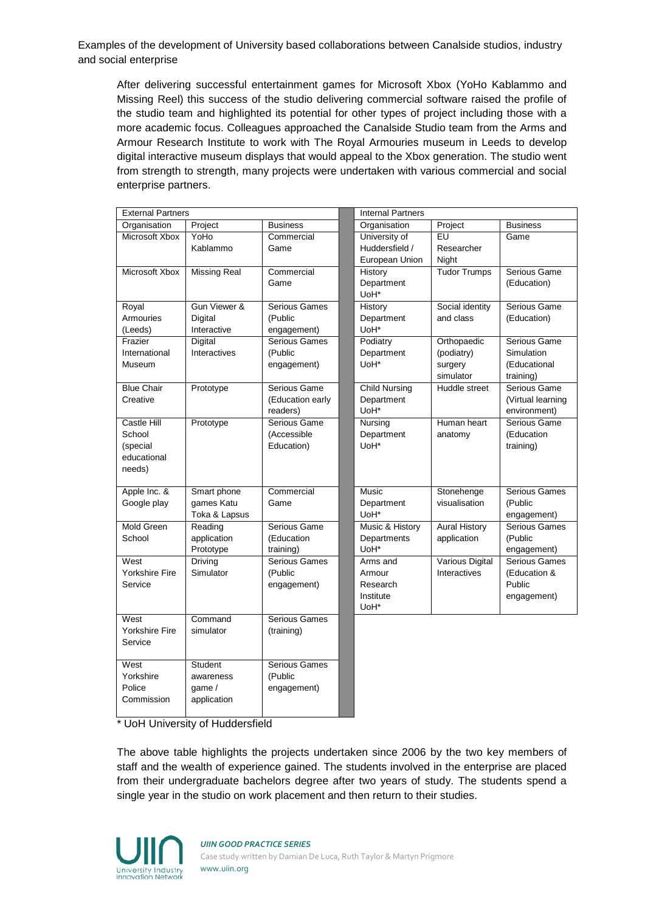Examples of the development of University based collaborations between Canalside studios, industry and social enterprise

After delivering successful entertainment games for Microsoft Xbox (YoHo Kablammo and Missing Reel) this success of the studio delivering commercial software raised the profile of the studio team and highlighted its potential for other types of project including those with a more academic focus. Colleagues approached the Canalside Studio team from the Arms and Armour Research Institute to work with The Royal Armouries museum in Leeds to develop digital interactive museum displays that would appeal to the Xbox generation. The studio went from strength to strength, many projects were undertaken with various commercial and social enterprise partners.

| External Partners | | | | Internal Partners | | |
|---|---|---|---|---|---|---|
| Organisation | Project | Business | | Organisation | Project | Business |
| Microsoft Xbox | YoHo Kablammo | Commercial Game | | University of Huddersfield / European Union | EU Researcher Night | Game |
| Microsoft Xbox | Missing Real | Commercial Game | | History Department UoH* | Tudor Trumps | Serious Game (Education) |
| Royal Armouries (Leeds) | Gun Viewer & Digital Interactive | Serious Games (Public engagement) | | History Department UoH* | Social identity and class | Serious Game (Education) |
| Frazier International Museum | Digital Interactives | Serious Games (Public engagement) | | Podiatry Department UoH* | Orthopaedic (podiatry) surgery simulator | Serious Game Simulation (Educational training) |
| Blue Chair Creative | Prototype | Serious Game (Education early readers) | | Child Nursing Department UoH* | Huddle street | Serious Game (Virtual learning environment) |
| Castle Hill School (special educational needs) | Prototype | Serious Game (Accessible Education) | | Nursing Department UoH* | Human heart anatomy | Serious Game (Education training) |
| Apple Inc. & Google play | Smart phone games Katu Toka & Lapsus | Commercial Game | | Music Department UoH* | Stonehenge visualisation | Serious Games (Public engagement) |
| Mold Green School | Reading application Prototype | Serious Game (Education training) | | Music & History Departments UoH* | Aural History application | Serious Games (Public engagement) |
| West Yorkshire Fire Service | Driving Simulator | Serious Games (Public engagement) | | Arms and Armour Research Institute UoH* | Various Digital Interactives | Serious Games (Education & Public engagement) |
| West Yorkshire Fire Service | Command simulator | Serious Games (training) | | | | |
| West Yorkshire Police Commission | Student awareness game / application | Serious Games (Public engagement) | | | | |

\* UoH University of Huddersfield

The above table highlights the projects undertaken since 2006 by the two key members of staff and the wealth of experience gained. The students involved in the enterprise are placed from their undergraduate bachelors degree after two years of study. The students spend a single year in the studio on work placement and then return to their studies.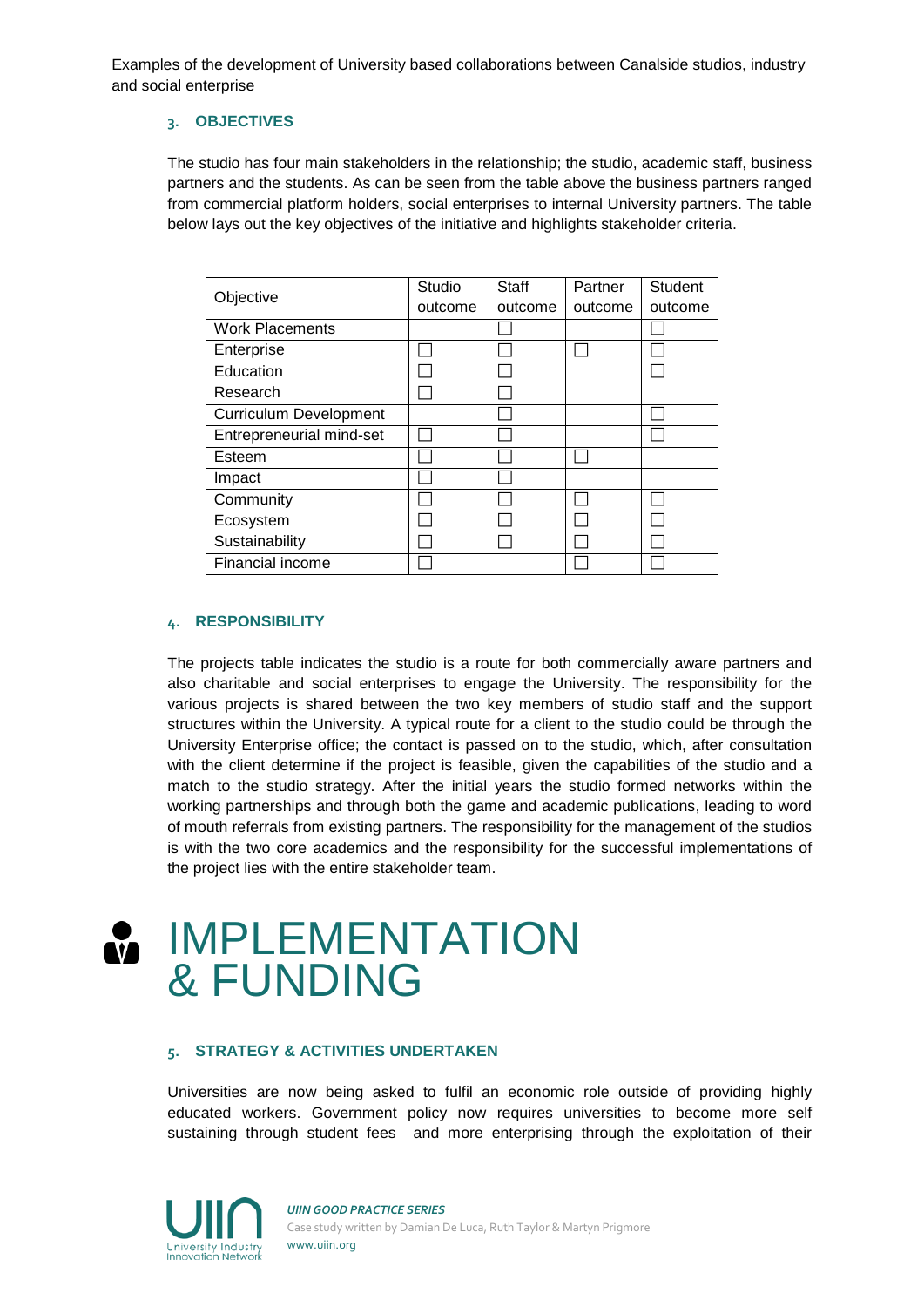### 3. OBJECTIVES

The studio has four main stakeholders in the relationship; the studio, academic staff, business partners and the students. As can be seen from the table above the business partners ranged from commercial platform holders, social enterprises to internal University partners. The table below lays out the key objectives of the initiative and highlights stakeholder criteria.

| Objective | Studio outcome | Staff outcome | Partner outcome | Student outcome |
|---|---|---|---|---|
| Work Placements | | ☐ | | ☐ |
| Enterprise | ☐ | ☐ | ☐ | ☐ |
| Education | ☐ | ☐ | | ☐ |
| Research | ☐ | ☐ | | |
| Curriculum Development | | ☐ | | ☐ |
| Entrepreneurial mind-set | ☐ | ☐ | | ☐ |
| Esteem | ☐ | ☐ | ☐ | |
| Impact | ☐ | ☐ | | |
| Community | ☐ | ☐ | ☐ | ☐ |
| Ecosystem | ☐ | ☐ | ☐ | ☐ |
| Sustainability | ☐ | ☐ | ☐ | ☐ |
| Financial income | ☐ | | ☐ | ☐ |

### 4. RESPONSIBILITY

The projects table indicates the studio is a route for both commercially aware partners and also charitable and social enterprises to engage the University. The responsibility for the various projects is shared between the two key members of studio staff and the support structures within the University. A typical route for a client to the studio could be through the University Enterprise office; the contact is passed on to the studio, which, after consultation with the client determine if the project is feasible, given the capabilities of the studio and a match to the studio strategy. After the initial years the studio formed networks within the working partnerships and through both the game and academic publications, leading to word of mouth referrals from existing partners. The responsibility for the management of the studios is with the two core academics and the responsibility for the successful implementations of the project lies with the entire stakeholder team.

# IMPLEMENTATION & FUNDING

### 5. STRATEGY & ACTIVITIES UNDERTAKEN

Universities are now being asked to fulfil an economic role outside of providing highly educated workers. Government policy now requires universities to become more self sustaining through student fees and more enterprising through the exploitation of their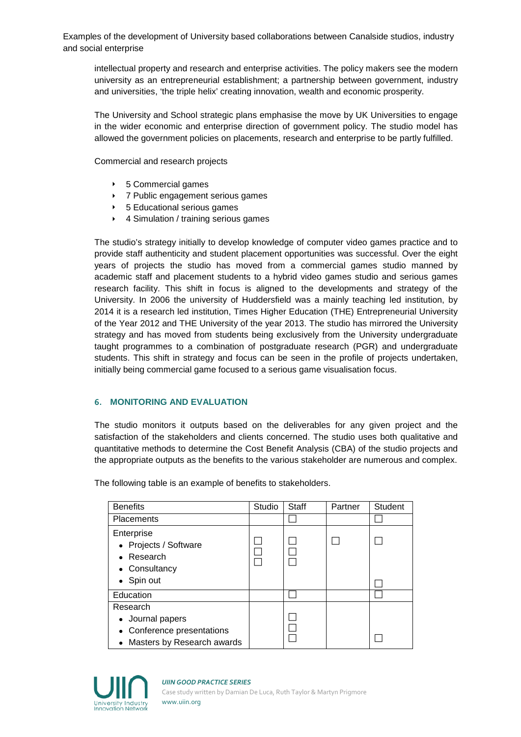intellectual property and research and enterprise activities. The policy makers see the modern university as an entrepreneurial establishment; a partnership between government, industry and universities, 'the triple helix' creating innovation, wealth and economic prosperity.

The University and School strategic plans emphasise the move by UK Universities to engage in the wider economic and enterprise direction of government policy. The studio model has allowed the government policies on placements, research and enterprise to be partly fulfilled.

Commercial and research projects

- 5 Commercial games
- 7 Public engagement serious games
- 5 Educational serious games
- 4 Simulation / training serious games

The studio's strategy initially to develop knowledge of computer video games practice and to provide staff authenticity and student placement opportunities was successful. Over the eight years of projects the studio has moved from a commercial games studio manned by academic staff and placement students to a hybrid video games studio and serious games research facility. This shift in focus is aligned to the developments and strategy of the University. In 2006 the university of Huddersfield was a mainly teaching led institution, by 2014 it is a research led institution, Times Higher Education (THE) Entrepreneurial University of the Year 2012 and THE University of the year 2013. The studio has mirrored the University strategy and has moved from students being exclusively from the University undergraduate taught programmes to a combination of postgraduate research (PGR) and undergraduate students. This shift in strategy and focus can be seen in the profile of projects undertaken, initially being commercial game focused to a serious game visualisation focus.

## 6. MONITORING AND EVALUATION

The studio monitors it outputs based on the deliverables for any given project and the satisfaction of the stakeholders and clients concerned. The studio uses both qualitative and quantitative methods to determine the Cost Benefit Analysis (CBA) of the studio projects and the appropriate outputs as the benefits to the various stakeholder are numerous and complex.

The following table is an example of benefits to stakeholders.

| Benefits | Studio | Staff | Partner | Student |
|---|---|---|---|---|
| Placements | | ☐ | | ☐ |
| Enterprise | | | | |
| • Projects / Software | ☐ | ☐ | ☐ | ☐ |
| • Research | ☐ | ☐ | | |
| • Consultancy | ☐ | ☐ | | |
| • Spin out | | | | ☐ |
| Education | | ☐ | | ☐ |
| Research | | | | |
| • Journal papers | | ☐ | | |
| • Conference presentations | | ☐ | | |
| • Masters by Research awards | | ☐ | | ☐ |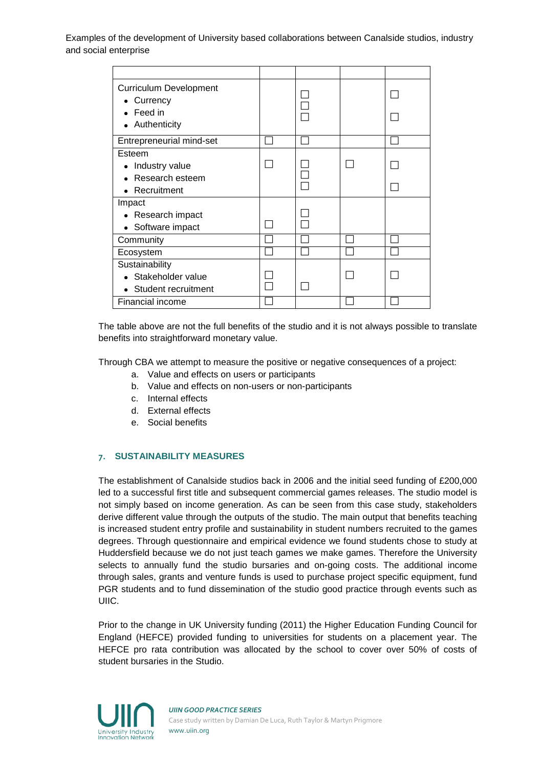Examples of the development of University based collaborations between Canalside studios, industry and social enterprise

| | | | | |
|---|---|---|---|---|
| Curriculum Development<br>• Currency<br>• Feed in<br>• Authenticity | | ☐<br>☐<br>☐ | | ☐<br>☐ |
| Entrepreneurial mind-set | ☐ | ☐ | | ☐ |
| Esteem<br>• Industry value<br>• Research esteem<br>• Recruitment | ☐ | ☐<br>☐<br>☐ | ☐ | ☐<br>☐ |
| Impact<br>• Research impact<br>• Software impact | ☐ | ☐<br>☐ | | |
| Community | ☐ | ☐ | ☐ | ☐ |
| Ecosystem | ☐ | ☐ | ☐ | ☐ |
| Sustainability<br>• Stakeholder value<br>• Student recruitment | ☐<br>☐ | ☐ | ☐ | ☐ |
| Financial income | ☐ | | ☐ | ☐ |

The table above are not the full benefits of the studio and it is not always possible to translate benefits into straightforward monetary value.

Through CBA we attempt to measure the positive or negative consequences of a project:

a. Value and effects on users or participants
b. Value and effects on non-users or non-participants
c. Internal effects
d. External effects
e. Social benefits

## 7. SUSTAINABILITY MEASURES

The establishment of Canalside studios back in 2006 and the initial seed funding of £200,000 led to a successful first title and subsequent commercial games releases. The studio model is not simply based on income generation. As can be seen from this case study, stakeholders derive different value through the outputs of the studio. The main output that benefits teaching is increased student entry profile and sustainability in student numbers recruited to the games degrees. Through questionnaire and empirical evidence we found students chose to study at Huddersfield because we do not just teach games we make games. Therefore the University selects to annually fund the studio bursaries and on-going costs. The additional income through sales, grants and venture funds is used to purchase project specific equipment, fund PGR students and to fund dissemination of the studio good practice through events such as UIIC.

Prior to the change in UK University funding (2011) the Higher Education Funding Council for England (HEFCE) provided funding to universities for students on a placement year. The HEFCE pro rata contribution was allocated by the school to cover over 50% of costs of student bursaries in the Studio.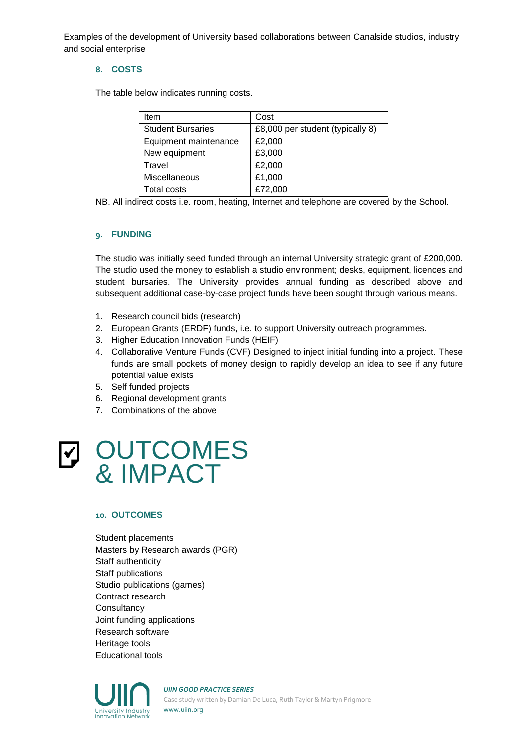Examples of the development of University based collaborations between Canalside studios, industry and social enterprise

### 8. COSTS

The table below indicates running costs.

| Item | Cost |
| --- | --- |
| Student Bursaries | £8,000 per student (typically 8) |
| Equipment maintenance | £2,000 |
| New equipment | £3,000 |
| Travel | £2,000 |
| Miscellaneous | £1,000 |
| Total costs | £72,000 |

NB. All indirect costs i.e. room, heating, Internet and telephone are covered by the School.

### 9. FUNDING

The studio was initially seed funded through an internal University strategic grant of £200,000. The studio used the money to establish a studio environment; desks, equipment, licences and student bursaries. The University provides annual funding as described above and subsequent additional case-by-case project funds have been sought through various means.

1. Research council bids (research)
2. European Grants (ERDF) funds, i.e. to support University outreach programmes.
3. Higher Education Innovation Funds (HEIF)
4. Collaborative Venture Funds (CVF) Designed to inject initial funding into a project. These funds are small pockets of money design to rapidly develop an idea to see if any future potential value exists
5. Self funded projects
6. Regional development grants
7. Combinations of the above

# OUTCOMES & IMPACT

### 10. OUTCOMES

Student placements
Masters by Research awards (PGR)
Staff authenticity
Staff publications
Studio publications (games)
Contract research
Consultancy
Joint funding applications
Research software
Heritage tools
Educational tools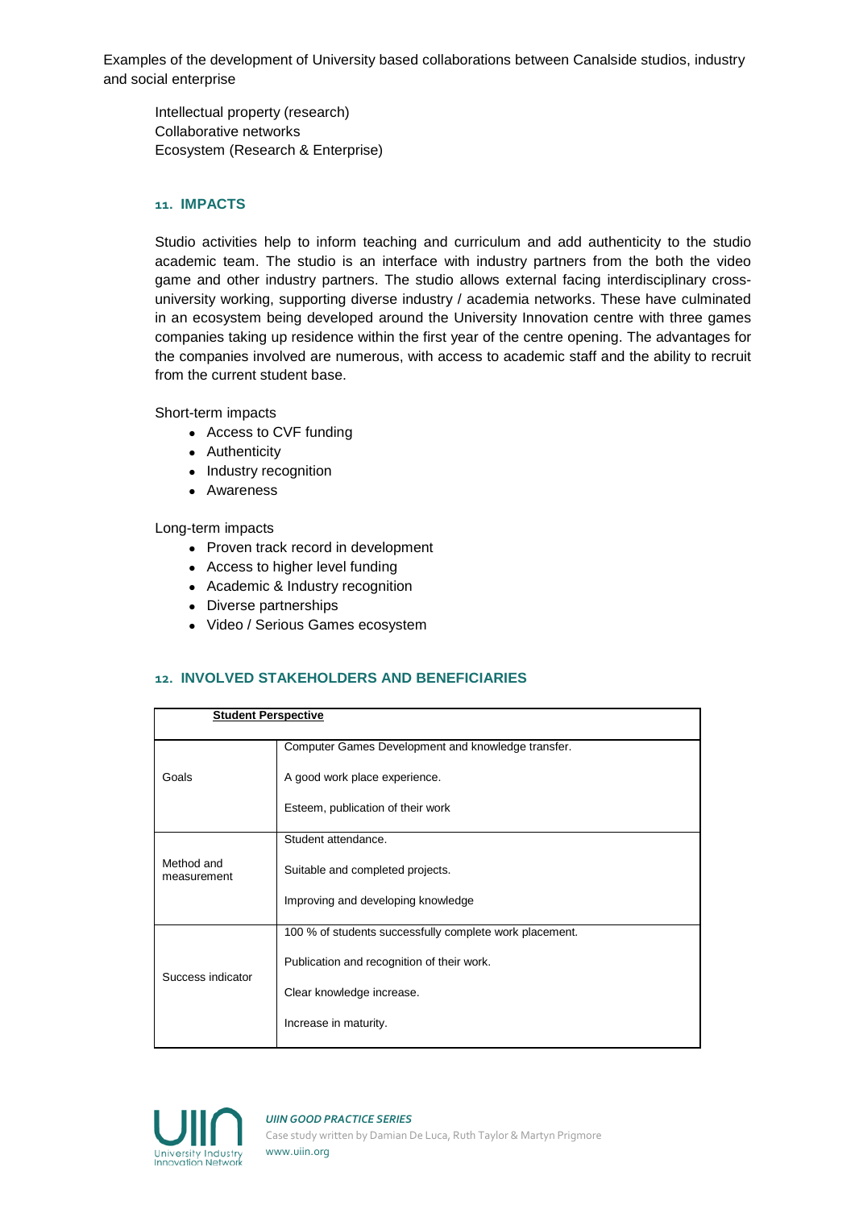Intellectual property (research)
Collaborative networks
Ecosystem (Research & Enterprise)

## 11. IMPACTS

Studio activities help to inform teaching and curriculum and add authenticity to the studio academic team. The studio is an interface with industry partners from the both the video game and other industry partners. The studio allows external facing interdisciplinary cross-university working, supporting diverse industry / academia networks. These have culminated in an ecosystem being developed around the University Innovation centre with three games companies taking up residence within the first year of the centre opening. The advantages for the companies involved are numerous, with access to academic staff and the ability to recruit from the current student base.

Short-term impacts

- Access to CVF funding
- Authenticity
- Industry recognition
- Awareness

Long-term impacts

- Proven track record in development
- Access to higher level funding
- Academic & Industry recognition
- Diverse partnerships
- Video / Serious Games ecosystem

## 12. INVOLVED STAKEHOLDERS AND BENEFICIARIES

| **Student Perspective** | |
|---|---|
| Goals | Computer Games Development and knowledge transfer.<br><br>A good work place experience.<br><br>Esteem, publication of their work |
| Method and measurement | Student attendance.<br><br>Suitable and completed projects.<br><br>Improving and developing knowledge |
| Success indicator | 100 % of students successfully complete work placement.<br><br>Publication and recognition of their work.<br><br>Clear knowledge increase.<br><br>Increase in maturity. |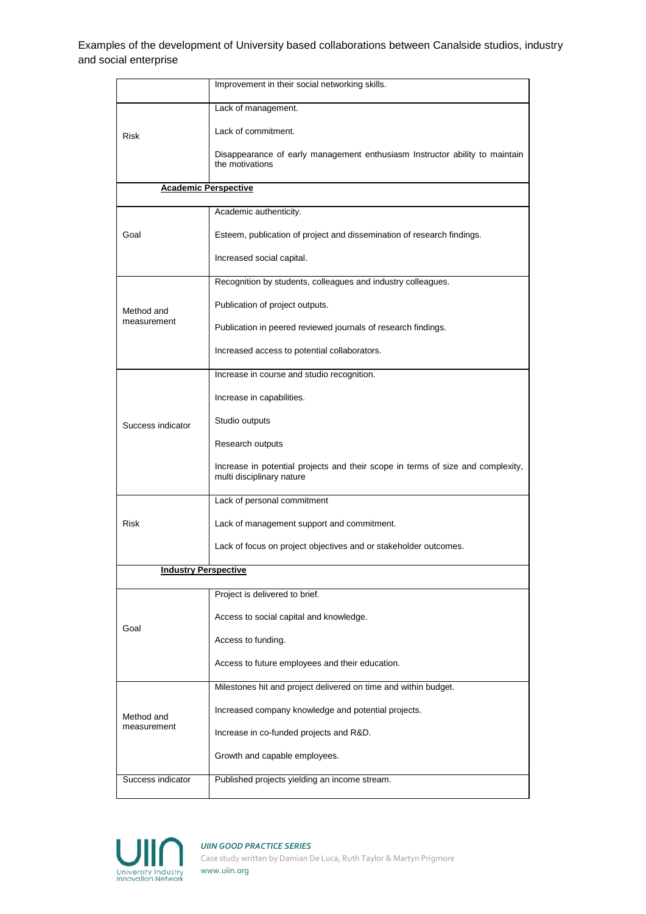| | |
|---|---|
| | Improvement in their social networking skills. |
| Risk | Lack of management.<br>Lack of commitment.<br>Disappearance of early management enthusiasm Instructor ability to maintain the motivations |
| **Academic Perspective** | |
| Goal | Academic authenticity.<br>Esteem, publication of project and dissemination of research findings.<br>Increased social capital. |
| Method and measurement | Recognition by students, colleagues and industry colleagues.<br>Publication of project outputs.<br>Publication in peered reviewed journals of research findings.<br>Increased access to potential collaborators. |
| Success indicator | Increase in course and studio recognition.<br>Increase in capabilities.<br>Studio outputs<br>Research outputs<br>Increase in potential projects and their scope in terms of size and complexity, multi disciplinary nature |
| Risk | Lack of personal commitment<br>Lack of management support and commitment.<br>Lack of focus on project objectives and or stakeholder outcomes. |
| **Industry Perspective** | |
| Goal | Project is delivered to brief.<br>Access to social capital and knowledge.<br>Access to funding.<br>Access to future employees and their education. |
| Method and measurement | Milestones hit and project delivered on time and within budget.<br>Increased company knowledge and potential projects.<br>Increase in co-funded projects and R&D.<br>Growth and capable employees. |
| Success indicator | Published projects yielding an income stream. |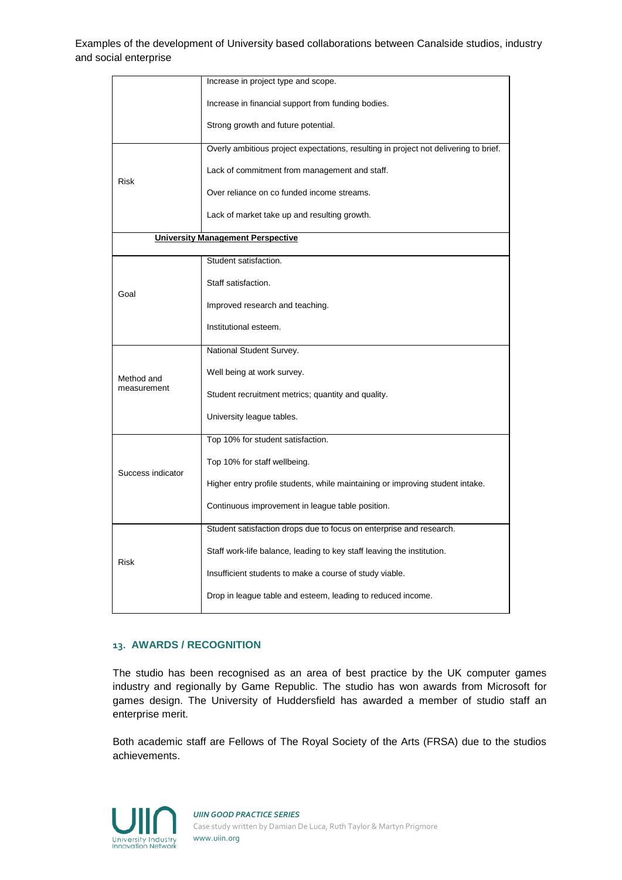| | |
|---|---|
| | Increase in project type and scope.<br><br>Increase in financial support from funding bodies.<br><br>Strong growth and future potential. |
| Risk | Overly ambitious project expectations, resulting in project not delivering to brief.<br><br>Lack of commitment from management and staff.<br><br>Over reliance on co funded income streams.<br><br>Lack of market take up and resulting growth. |
| **University Management Perspective** | |
| Goal | Student satisfaction.<br><br>Staff satisfaction.<br><br>Improved research and teaching.<br><br>Institutional esteem. |
| Method and measurement | National Student Survey.<br><br>Well being at work survey.<br><br>Student recruitment metrics; quantity and quality.<br><br>University league tables. |
| Success indicator | Top 10% for student satisfaction.<br><br>Top 10% for staff wellbeing.<br><br>Higher entry profile students, while maintaining or improving student intake.<br><br>Continuous improvement in league table position. |
| Risk | Student satisfaction drops due to focus on enterprise and research.<br><br>Staff work-life balance, leading to key staff leaving the institution.<br><br>Insufficient students to make a course of study viable.<br><br>Drop in league table and esteem, leading to reduced income. |

## 13. AWARDS / RECOGNITION

The studio has been recognised as an area of best practice by the UK computer games industry and regionally by Game Republic. The studio has won awards from Microsoft for games design. The University of Huddersfield has awarded a member of studio staff an enterprise merit.

Both academic staff are Fellows of The Royal Society of the Arts (FRSA) due to the studios achievements.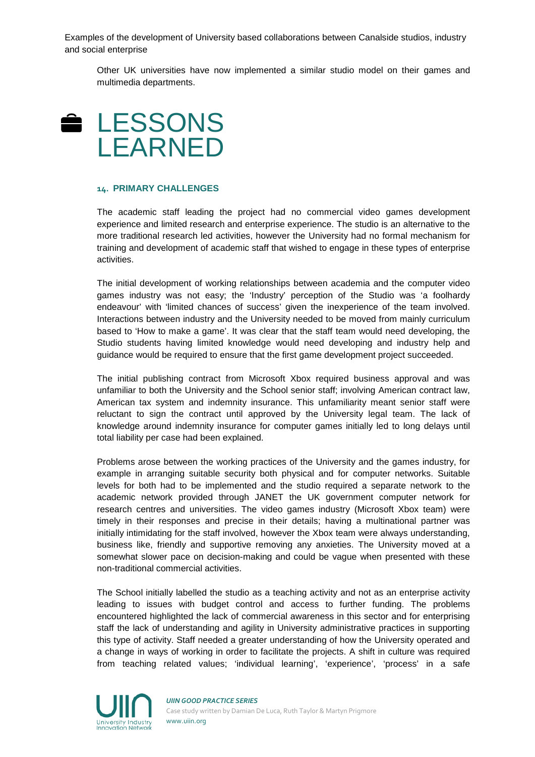Other UK universities have now implemented a similar studio model on their games and multimedia departments.

# LESSONS LEARNED

### 14. PRIMARY CHALLENGES

The academic staff leading the project had no commercial video games development experience and limited research and enterprise experience. The studio is an alternative to the more traditional research led activities, however the University had no formal mechanism for training and development of academic staff that wished to engage in these types of enterprise activities.

The initial development of working relationships between academia and the computer video games industry was not easy; the 'Industry' perception of the Studio was 'a foolhardy endeavour' with 'limited chances of success' given the inexperience of the team involved. Interactions between industry and the University needed to be moved from mainly curriculum based to 'How to make a game'. It was clear that the staff team would need developing, the Studio students having limited knowledge would need developing and industry help and guidance would be required to ensure that the first game development project succeeded.

The initial publishing contract from Microsoft Xbox required business approval and was unfamiliar to both the University and the School senior staff; involving American contract law, American tax system and indemnity insurance. This unfamiliarity meant senior staff were reluctant to sign the contract until approved by the University legal team. The lack of knowledge around indemnity insurance for computer games initially led to long delays until total liability per case had been explained.

Problems arose between the working practices of the University and the games industry, for example in arranging suitable security both physical and for computer networks. Suitable levels for both had to be implemented and the studio required a separate network to the academic network provided through JANET the UK government computer network for research centres and universities. The video games industry (Microsoft Xbox team) were timely in their responses and precise in their details; having a multinational partner was initially intimidating for the staff involved, however the Xbox team were always understanding, business like, friendly and supportive removing any anxieties. The University moved at a somewhat slower pace on decision-making and could be vague when presented with these non-traditional commercial activities.

The School initially labelled the studio as a teaching activity and not as an enterprise activity leading to issues with budget control and access to further funding. The problems encountered highlighted the lack of commercial awareness in this sector and for enterprising staff the lack of understanding and agility in University administrative practices in supporting this type of activity. Staff needed a greater understanding of how the University operated and a change in ways of working in order to facilitate the projects. A shift in culture was required from teaching related values; 'individual learning', 'experience', 'process' in a safe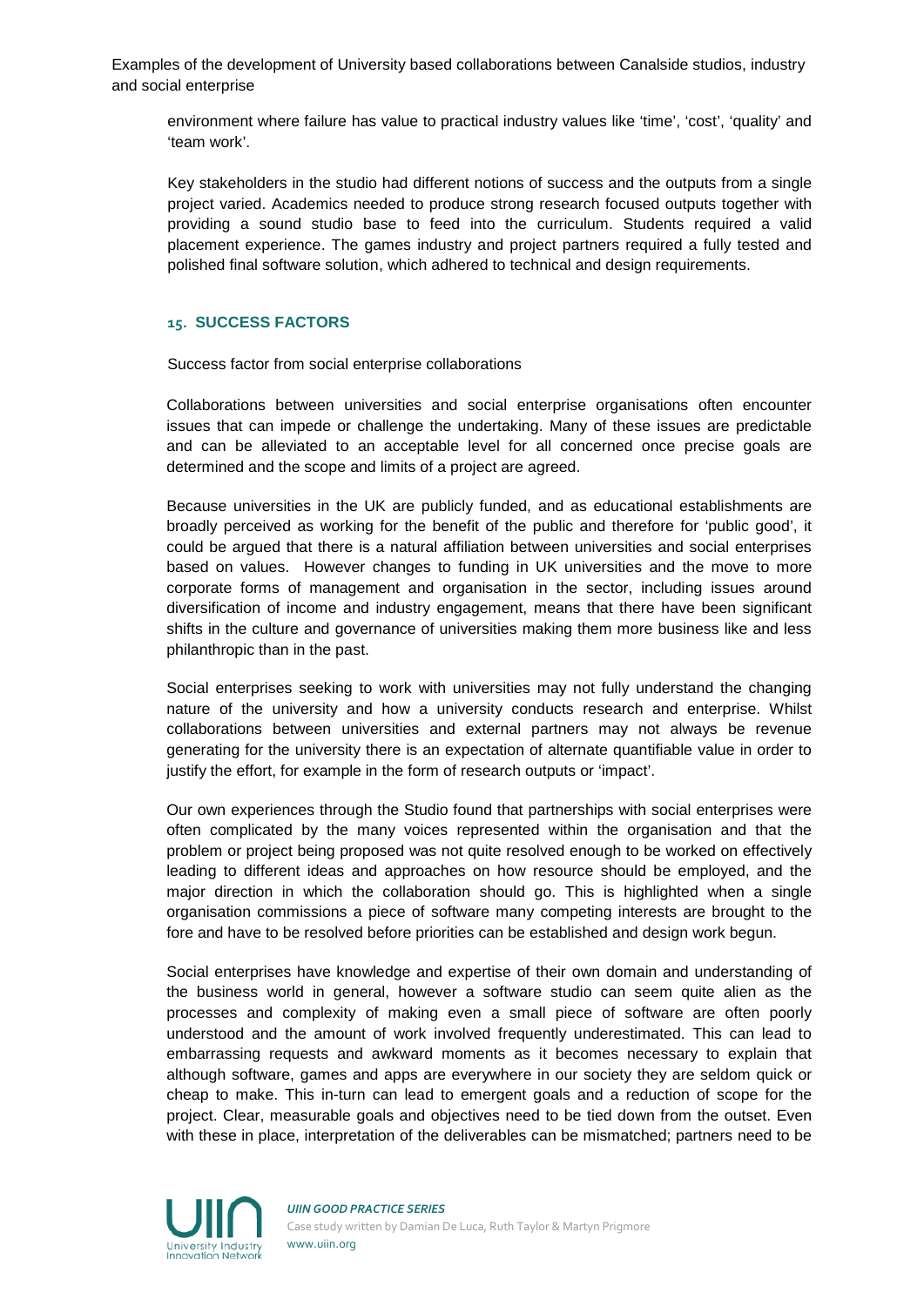environment where failure has value to practical industry values like 'time', 'cost', 'quality' and 'team work'.

Key stakeholders in the studio had different notions of success and the outputs from a single project varied. Academics needed to produce strong research focused outputs together with providing a sound studio base to feed into the curriculum. Students required a valid placement experience. The games industry and project partners required a fully tested and polished final software solution, which adhered to technical and design requirements.

## 15. SUCCESS FACTORS

Success factor from social enterprise collaborations

Collaborations between universities and social enterprise organisations often encounter issues that can impede or challenge the undertaking. Many of these issues are predictable and can be alleviated to an acceptable level for all concerned once precise goals are determined and the scope and limits of a project are agreed.

Because universities in the UK are publicly funded, and as educational establishments are broadly perceived as working for the benefit of the public and therefore for 'public good', it could be argued that there is a natural affiliation between universities and social enterprises based on values. However changes to funding in UK universities and the move to more corporate forms of management and organisation in the sector, including issues around diversification of income and industry engagement, means that there have been significant shifts in the culture and governance of universities making them more business like and less philanthropic than in the past.

Social enterprises seeking to work with universities may not fully understand the changing nature of the university and how a university conducts research and enterprise. Whilst collaborations between universities and external partners may not always be revenue generating for the university there is an expectation of alternate quantifiable value in order to justify the effort, for example in the form of research outputs or 'impact'.

Our own experiences through the Studio found that partnerships with social enterprises were often complicated by the many voices represented within the organisation and that the problem or project being proposed was not quite resolved enough to be worked on effectively leading to different ideas and approaches on how resource should be employed, and the major direction in which the collaboration should go. This is highlighted when a single organisation commissions a piece of software many competing interests are brought to the fore and have to be resolved before priorities can be established and design work begun.

Social enterprises have knowledge and expertise of their own domain and understanding of the business world in general, however a software studio can seem quite alien as the processes and complexity of making even a small piece of software are often poorly understood and the amount of work involved frequently underestimated. This can lead to embarrassing requests and awkward moments as it becomes necessary to explain that although software, games and apps are everywhere in our society they are seldom quick or cheap to make. This in-turn can lead to emergent goals and a reduction of scope for the project. Clear, measurable goals and objectives need to be tied down from the outset. Even with these in place, interpretation of the deliverables can be mismatched; partners need to be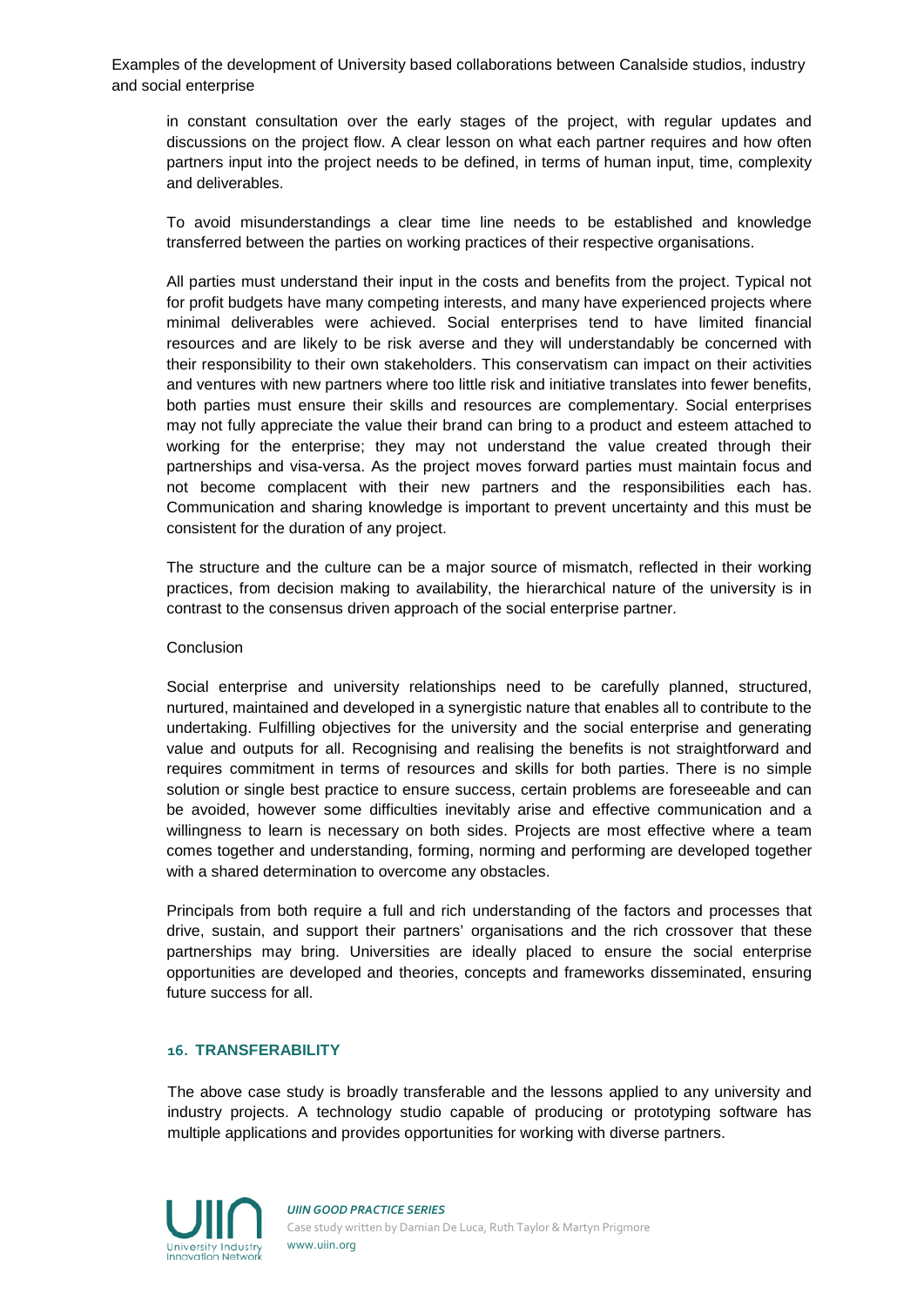in constant consultation over the early stages of the project, with regular updates and discussions on the project flow. A clear lesson on what each partner requires and how often partners input into the project needs to be defined, in terms of human input, time, complexity and deliverables.

To avoid misunderstandings a clear time line needs to be established and knowledge transferred between the parties on working practices of their respective organisations.

All parties must understand their input in the costs and benefits from the project. Typical not for profit budgets have many competing interests, and many have experienced projects where minimal deliverables were achieved. Social enterprises tend to have limited financial resources and are likely to be risk averse and they will understandably be concerned with their responsibility to their own stakeholders. This conservatism can impact on their activities and ventures with new partners where too little risk and initiative translates into fewer benefits, both parties must ensure their skills and resources are complementary. Social enterprises may not fully appreciate the value their brand can bring to a product and esteem attached to working for the enterprise; they may not understand the value created through their partnerships and visa-versa. As the project moves forward parties must maintain focus and not become complacent with their new partners and the responsibilities each has. Communication and sharing knowledge is important to prevent uncertainty and this must be consistent for the duration of any project.

The structure and the culture can be a major source of mismatch, reflected in their working practices, from decision making to availability, the hierarchical nature of the university is in contrast to the consensus driven approach of the social enterprise partner.

Conclusion

Social enterprise and university relationships need to be carefully planned, structured, nurtured, maintained and developed in a synergistic nature that enables all to contribute to the undertaking. Fulfilling objectives for the university and the social enterprise and generating value and outputs for all. Recognising and realising the benefits is not straightforward and requires commitment in terms of resources and skills for both parties. There is no simple solution or single best practice to ensure success, certain problems are foreseeable and can be avoided, however some difficulties inevitably arise and effective communication and a willingness to learn is necessary on both sides. Projects are most effective where a team comes together and understanding, forming, norming and performing are developed together with a shared determination to overcome any obstacles.

Principals from both require a full and rich understanding of the factors and processes that drive, sustain, and support their partners' organisations and the rich crossover that these partnerships may bring. Universities are ideally placed to ensure the social enterprise opportunities are developed and theories, concepts and frameworks disseminated, ensuring future success for all.

## 16. TRANSFERABILITY

The above case study is broadly transferable and the lessons applied to any university and industry projects. A technology studio capable of producing or prototyping software has multiple applications and provides opportunities for working with diverse partners.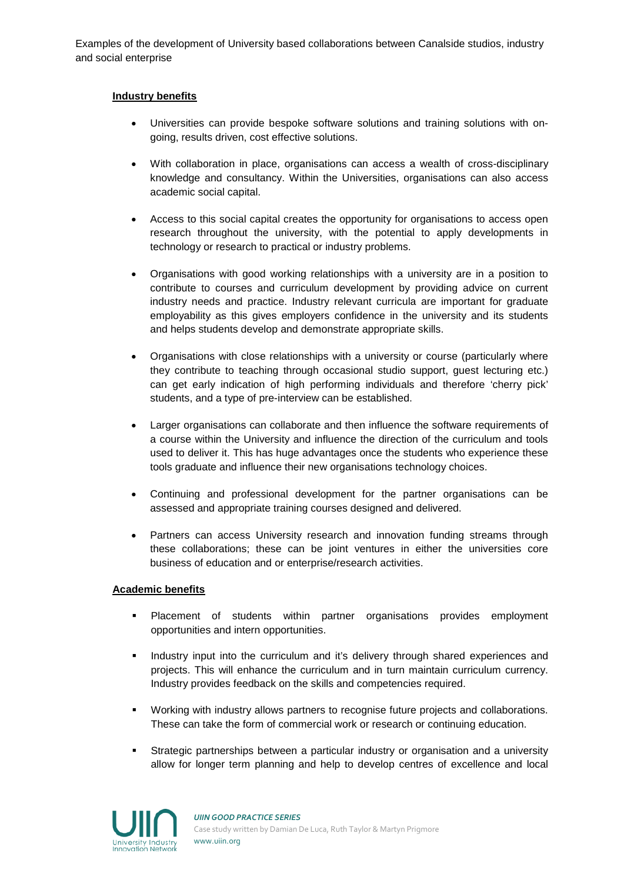Examples of the development of University based collaborations between Canalside studios, industry and social enterprise

**Industry benefits**

- Universities can provide bespoke software solutions and training solutions with on-going, results driven, cost effective solutions.

- With collaboration in place, organisations can access a wealth of cross-disciplinary knowledge and consultancy. Within the Universities, organisations can also access academic social capital.

- Access to this social capital creates the opportunity for organisations to access open research throughout the university, with the potential to apply developments in technology or research to practical or industry problems.

- Organisations with good working relationships with a university are in a position to contribute to courses and curriculum development by providing advice on current industry needs and practice. Industry relevant curricula are important for graduate employability as this gives employers confidence in the university and its students and helps students develop and demonstrate appropriate skills.

- Organisations with close relationships with a university or course (particularly where they contribute to teaching through occasional studio support, guest lecturing etc.) can get early indication of high performing individuals and therefore 'cherry pick' students, and a type of pre-interview can be established.

- Larger organisations can collaborate and then influence the software requirements of a course within the University and influence the direction of the curriculum and tools used to deliver it. This has huge advantages once the students who experience these tools graduate and influence their new organisations technology choices.

- Continuing and professional development for the partner organisations can be assessed and appropriate training courses designed and delivered.

- Partners can access University research and innovation funding streams through these collaborations; these can be joint ventures in either the universities core business of education and or enterprise/research activities.

**Academic benefits**

- Placement of students within partner organisations provides employment opportunities and intern opportunities.

- Industry input into the curriculum and it's delivery through shared experiences and projects. This will enhance the curriculum and in turn maintain curriculum currency. Industry provides feedback on the skills and competencies required.

- Working with industry allows partners to recognise future projects and collaborations. These can take the form of commercial work or research or continuing education.

- Strategic partnerships between a particular industry or organisation and a university allow for longer term planning and help to develop centres of excellence and local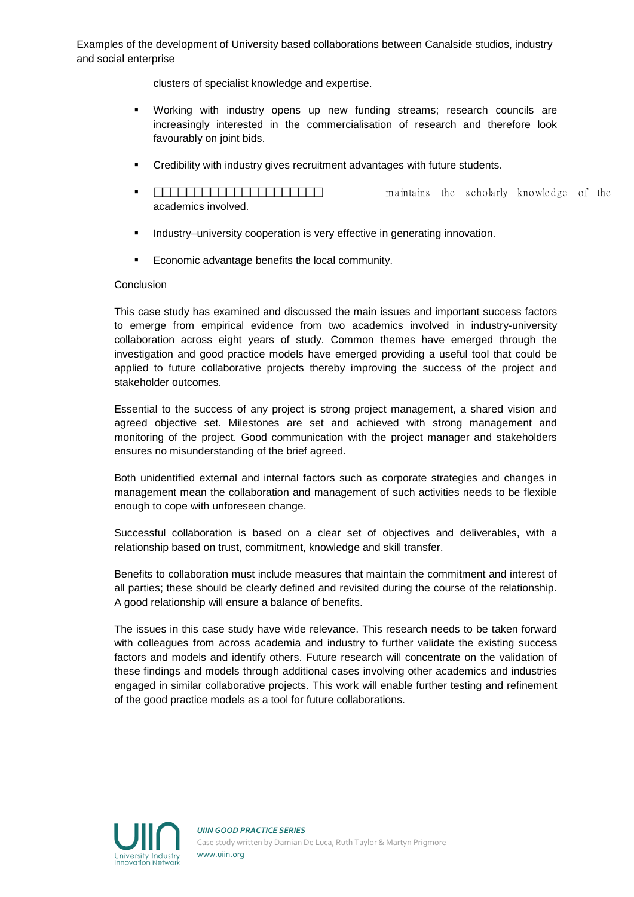clusters of specialist knowledge and expertise.

- Working with industry opens up new funding streams; research councils are increasingly interested in the commercialisation of research and therefore look favourably on joint bids.

- Credibility with industry gives recruitment advantages with future students.

- □□□□□□□□□□□□□□□□□□□□ maintains the scholarly knowledge of the academics involved.

- Industry–university cooperation is very effective in generating innovation.

- Economic advantage benefits the local community.

Conclusion

This case study has examined and discussed the main issues and important success factors to emerge from empirical evidence from two academics involved in industry-university collaboration across eight years of study. Common themes have emerged through the investigation and good practice models have emerged providing a useful tool that could be applied to future collaborative projects thereby improving the success of the project and stakeholder outcomes.

Essential to the success of any project is strong project management, a shared vision and agreed objective set. Milestones are set and achieved with strong management and monitoring of the project. Good communication with the project manager and stakeholders ensures no misunderstanding of the brief agreed.

Both unidentified external and internal factors such as corporate strategies and changes in management mean the collaboration and management of such activities needs to be flexible enough to cope with unforeseen change.

Successful collaboration is based on a clear set of objectives and deliverables, with a relationship based on trust, commitment, knowledge and skill transfer.

Benefits to collaboration must include measures that maintain the commitment and interest of all parties; these should be clearly defined and revisited during the course of the relationship. A good relationship will ensure a balance of benefits.

The issues in this case study have wide relevance. This research needs to be taken forward with colleagues from across academia and industry to further validate the existing success factors and models and identify others. Future research will concentrate on the validation of these findings and models through additional cases involving other academics and industries engaged in similar collaborative projects. This work will enable further testing and refinement of the good practice models as a tool for future collaborations.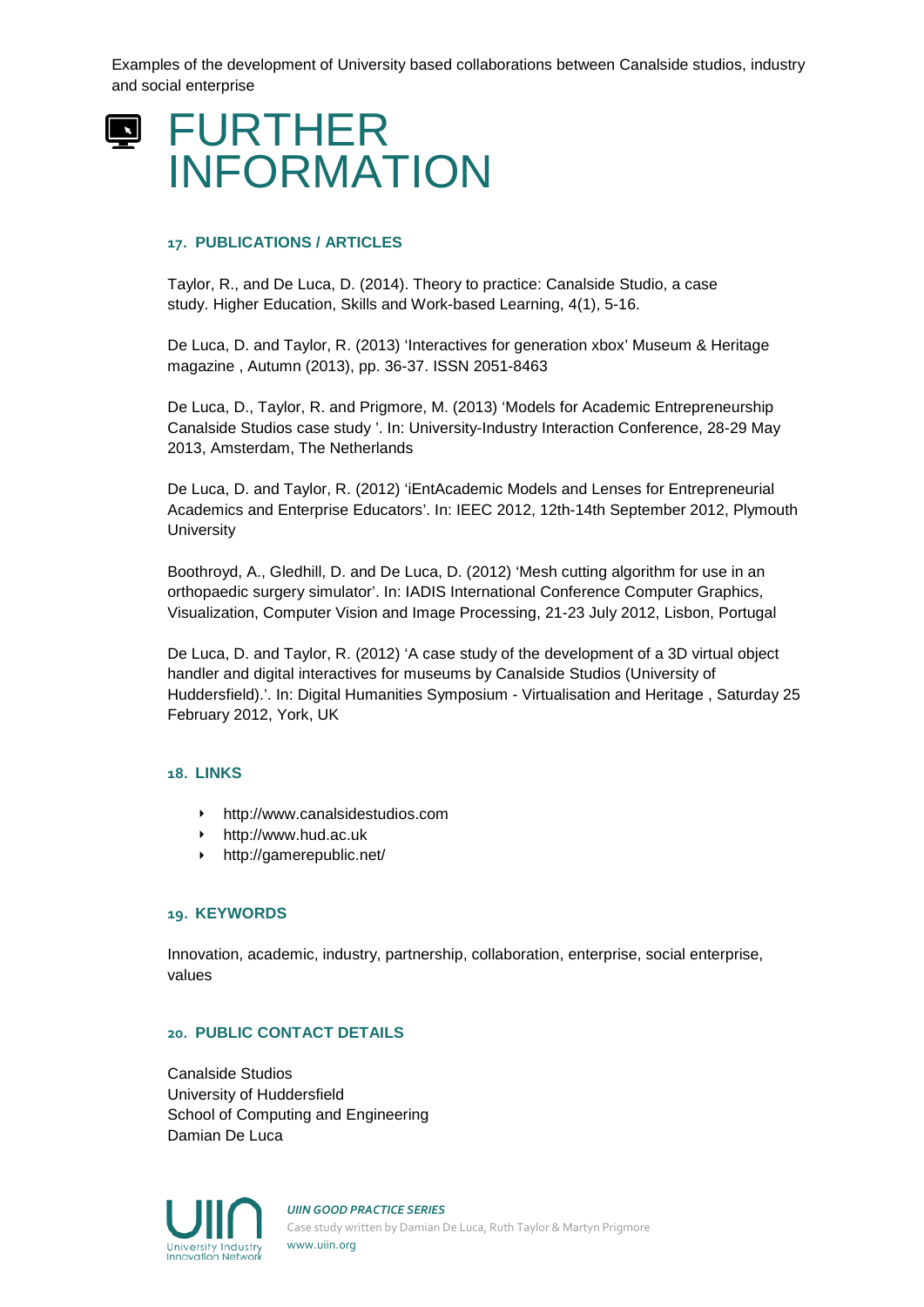# FURTHER INFORMATION

## 17. PUBLICATIONS / ARTICLES

Taylor, R., and De Luca, D. (2014). Theory to practice: Canalside Studio, a case study. Higher Education, Skills and Work-based Learning, 4(1), 5-16.

De Luca, D. and Taylor, R. (2013) 'Interactives for generation xbox' Museum & Heritage magazine , Autumn (2013), pp. 36-37. ISSN 2051-8463

De Luca, D., Taylor, R. and Prigmore, M. (2013) 'Models for Academic Entrepreneurship Canalside Studios case study '. In: University-Industry Interaction Conference, 28-29 May 2013, Amsterdam, The Netherlands

De Luca, D. and Taylor, R. (2012) 'iEntAcademic Models and Lenses for Entrepreneurial Academics and Enterprise Educators'. In: IEEC 2012, 12th-14th September 2012, Plymouth University

Boothroyd, A., Gledhill, D. and De Luca, D. (2012) 'Mesh cutting algorithm for use in an orthopaedic surgery simulator'. In: IADIS International Conference Computer Graphics, Visualization, Computer Vision and Image Processing, 21-23 July 2012, Lisbon, Portugal

De Luca, D. and Taylor, R. (2012) 'A case study of the development of a 3D virtual object handler and digital interactives for museums by Canalside Studios (University of Huddersfield).'. In: Digital Humanities Symposium - Virtualisation and Heritage , Saturday 25 February 2012, York, UK

## 18. LINKS

- http://www.canalsidestudios.com
- http://www.hud.ac.uk
- http://gamerepublic.net/

## 19. KEYWORDS

Innovation, academic, industry, partnership, collaboration, enterprise, social enterprise, values

## 20. PUBLIC CONTACT DETAILS

Canalside Studios
University of Huddersfield
School of Computing and Engineering
Damian De Luca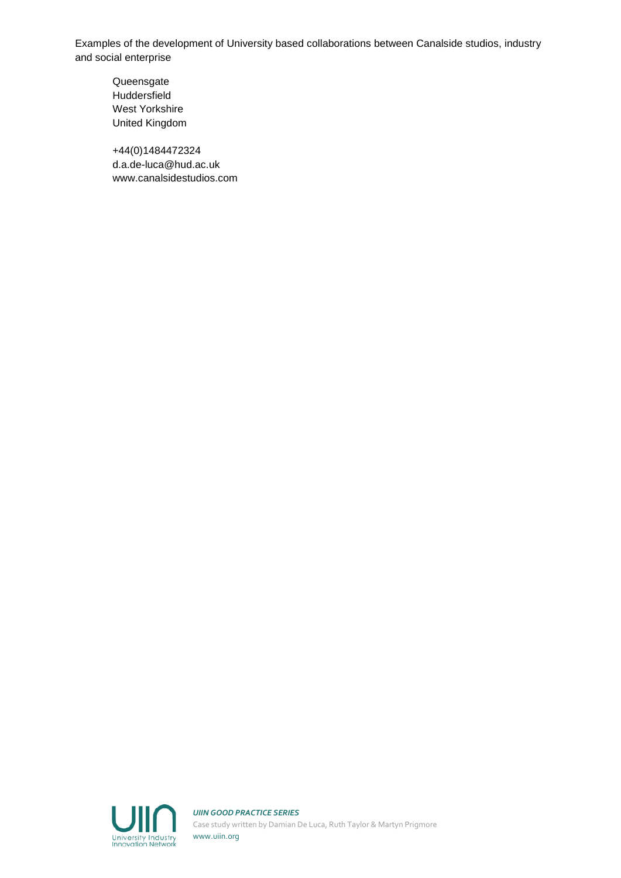Examples of the development of University based collaborations between Canalside studios, industry and social enterprise

Queensgate
Huddersfield
West Yorkshire
United Kingdom

+44(0)1484472324
d.a.de-luca@hud.ac.uk
www.canalsidestudios.com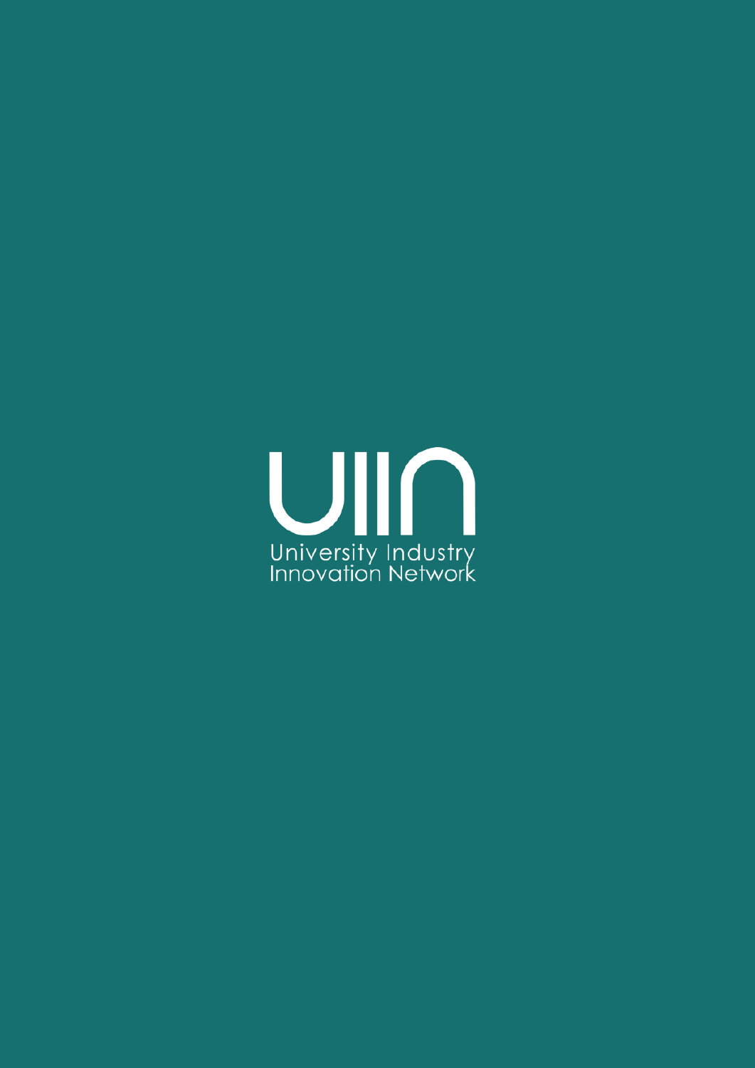UIIN

University Industry
Innovation Network